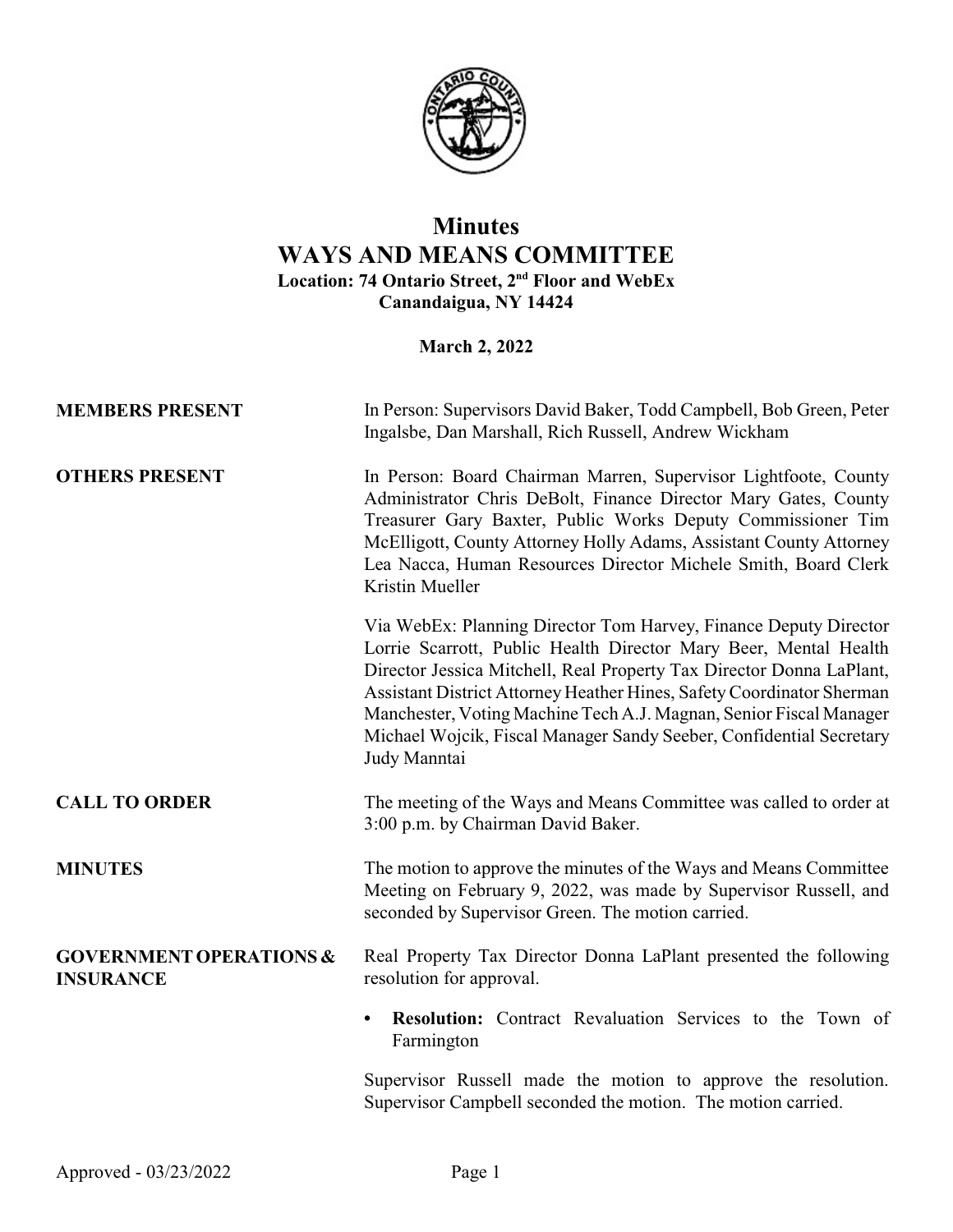# Minutes
# WAYS AND MEANS COMMITTEE
**Location: 74 Ontario Street, 2nd Floor and WebEx**
**Canandaigua, NY 14424**

**March 2, 2022**

**MEMBERS PRESENT**

In Person: Supervisors David Baker, Todd Campbell, Bob Green, Peter Ingalsbe, Dan Marshall, Rich Russell, Andrew Wickham

**OTHERS PRESENT**

In Person: Board Chairman Marren, Supervisor Lightfoote, County Administrator Chris DeBolt, Finance Director Mary Gates, County Treasurer Gary Baxter, Public Works Deputy Commissioner Tim McElligott, County Attorney Holly Adams, Assistant County Attorney Lea Nacca, Human Resources Director Michele Smith, Board Clerk Kristin Mueller

Via WebEx: Planning Director Tom Harvey, Finance Deputy Director Lorrie Scarrott, Public Health Director Mary Beer, Mental Health Director Jessica Mitchell, Real Property Tax Director Donna LaPlant, Assistant District Attorney Heather Hines, Safety Coordinator Sherman Manchester, Voting Machine Tech A.J. Magnan, Senior Fiscal Manager Michael Wojcik, Fiscal Manager Sandy Seeber, Confidential Secretary Judy Manntai

**CALL TO ORDER**

The meeting of the Ways and Means Committee was called to order at 3:00 p.m. by Chairman David Baker.

**MINUTES**

The motion to approve the minutes of the Ways and Means Committee Meeting on February 9, 2022, was made by Supervisor Russell, and seconded by Supervisor Green. The motion carried.

**GOVERNMENT OPERATIONS & INSURANCE**

Real Property Tax Director Donna LaPlant presented the following resolution for approval.

- **Resolution:** Contract Revaluation Services to the Town of Farmington

Supervisor Russell made the motion to approve the resolution. Supervisor Campbell seconded the motion. The motion carried.

Approved - 03/23/2022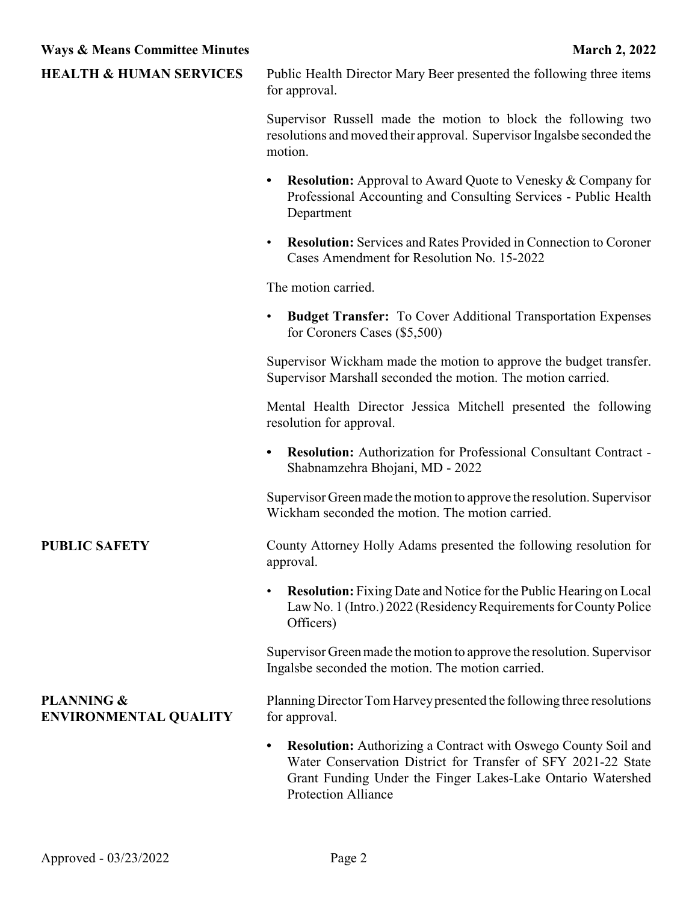## HEALTH & HUMAN SERVICES

Public Health Director Mary Beer presented the following three items for approval.

Supervisor Russell made the motion to block the following two resolutions and moved their approval. Supervisor Ingalsbe seconded the motion.

- **Resolution:** Approval to Award Quote to Venesky & Company for Professional Accounting and Consulting Services - Public Health Department
- **Resolution:** Services and Rates Provided in Connection to Coroner Cases Amendment for Resolution No. 15-2022

The motion carried.

- **Budget Transfer:** To Cover Additional Transportation Expenses for Coroners Cases ($5,500)

Supervisor Wickham made the motion to approve the budget transfer. Supervisor Marshall seconded the motion. The motion carried.

Mental Health Director Jessica Mitchell presented the following resolution for approval.

- **Resolution:** Authorization for Professional Consultant Contract - Shabnamzehra Bhojani, MD - 2022

Supervisor Green made the motion to approve the resolution. Supervisor Wickham seconded the motion. The motion carried.

## PUBLIC SAFETY

County Attorney Holly Adams presented the following resolution for approval.

- **Resolution:** Fixing Date and Notice for the Public Hearing on Local Law No. 1 (Intro.) 2022 (Residency Requirements for County Police Officers)

Supervisor Green made the motion to approve the resolution. Supervisor Ingalsbe seconded the motion. The motion carried.

## PLANNING & ENVIRONMENTAL QUALITY

Planning Director Tom Harvey presented the following three resolutions for approval.

- **Resolution:** Authorizing a Contract with Oswego County Soil and Water Conservation District for Transfer of SFY 2021-22 State Grant Funding Under the Finger Lakes-Lake Ontario Watershed Protection Alliance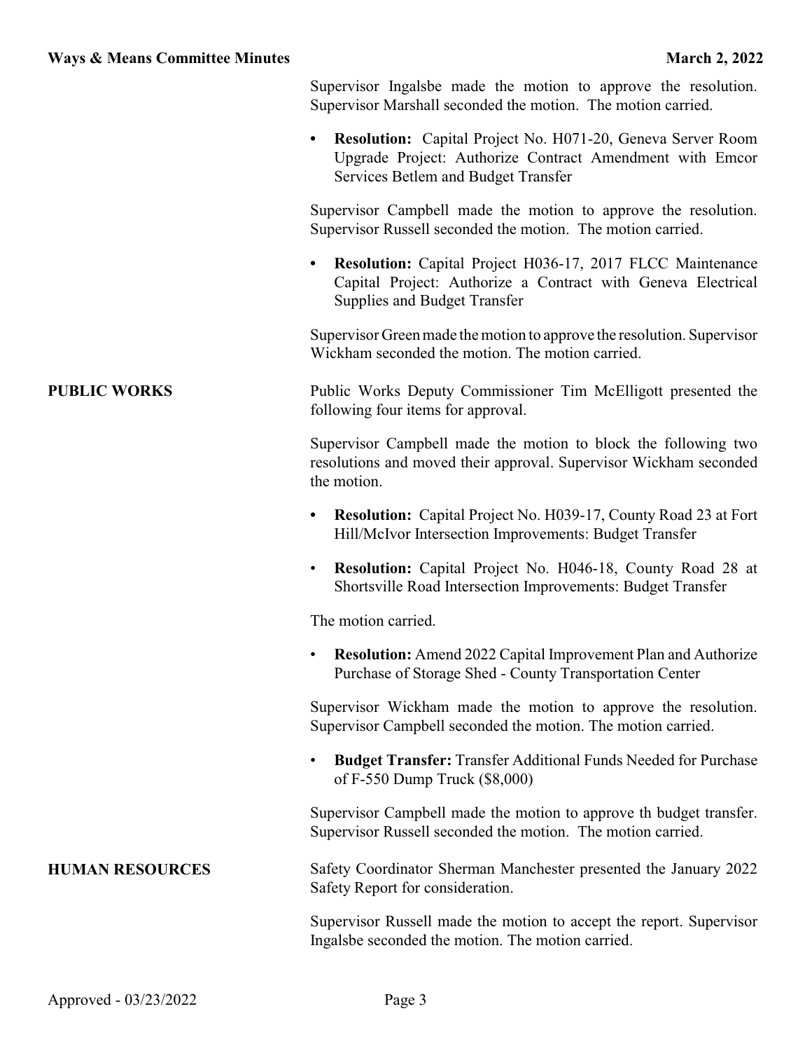Supervisor Ingalsbe made the motion to approve the resolution. Supervisor Marshall seconded the motion. The motion carried.

- **Resolution:** Capital Project No. H071-20, Geneva Server Room Upgrade Project: Authorize Contract Amendment with Emcor Services Betlem and Budget Transfer

Supervisor Campbell made the motion to approve the resolution. Supervisor Russell seconded the motion. The motion carried.

- **Resolution:** Capital Project H036-17, 2017 FLCC Maintenance Capital Project: Authorize a Contract with Geneva Electrical Supplies and Budget Transfer

Supervisor Green made the motion to approve the resolution. Supervisor Wickham seconded the motion. The motion carried.

**PUBLIC WORKS**

Public Works Deputy Commissioner Tim McElligott presented the following four items for approval.

Supervisor Campbell made the motion to block the following two resolutions and moved their approval. Supervisor Wickham seconded the motion.

- **Resolution:** Capital Project No. H039-17, County Road 23 at Fort Hill/McIvor Intersection Improvements: Budget Transfer
- **Resolution:** Capital Project No. H046-18, County Road 28 at Shortsville Road Intersection Improvements: Budget Transfer

The motion carried.

- **Resolution:** Amend 2022 Capital Improvement Plan and Authorize Purchase of Storage Shed - County Transportation Center

Supervisor Wickham made the motion to approve the resolution. Supervisor Campbell seconded the motion. The motion carried.

- **Budget Transfer:** Transfer Additional Funds Needed for Purchase of F-550 Dump Truck ($8,000)

Supervisor Campbell made the motion to approve th budget transfer. Supervisor Russell seconded the motion. The motion carried.

**HUMAN RESOURCES**

Safety Coordinator Sherman Manchester presented the January 2022 Safety Report for consideration.

Supervisor Russell made the motion to accept the report. Supervisor Ingalsbe seconded the motion. The motion carried.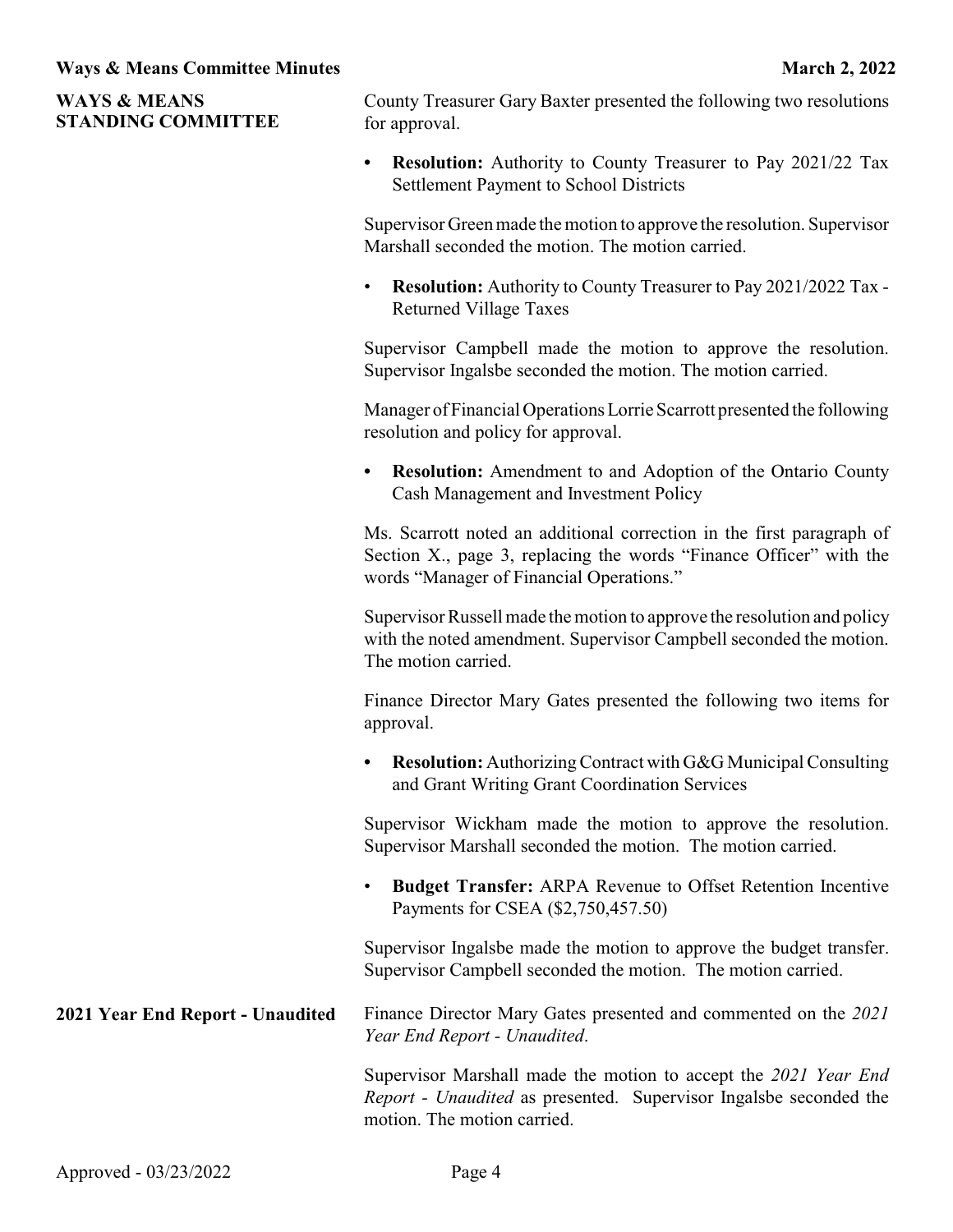## WAYS & MEANS STANDING COMMITTEE

County Treasurer Gary Baxter presented the following two resolutions for approval.

- **Resolution:** Authority to County Treasurer to Pay 2021/22 Tax Settlement Payment to School Districts

Supervisor Green made the motion to approve the resolution. Supervisor Marshall seconded the motion. The motion carried.

- **Resolution:** Authority to County Treasurer to Pay 2021/2022 Tax - Returned Village Taxes

Supervisor Campbell made the motion to approve the resolution. Supervisor Ingalsbe seconded the motion. The motion carried.

Manager of Financial Operations Lorrie Scarrott presented the following resolution and policy for approval.

- **Resolution:** Amendment to and Adoption of the Ontario County Cash Management and Investment Policy

Ms. Scarrott noted an additional correction in the first paragraph of Section X., page 3, replacing the words "Finance Officer" with the words "Manager of Financial Operations."

Supervisor Russell made the motion to approve the resolution and policy with the noted amendment. Supervisor Campbell seconded the motion. The motion carried.

Finance Director Mary Gates presented the following two items for approval.

- **Resolution:** Authorizing Contract with G&G Municipal Consulting and Grant Writing Grant Coordination Services

Supervisor Wickham made the motion to approve the resolution. Supervisor Marshall seconded the motion. The motion carried.

- **Budget Transfer:** ARPA Revenue to Offset Retention Incentive Payments for CSEA ($2,750,457.50)

Supervisor Ingalsbe made the motion to approve the budget transfer. Supervisor Campbell seconded the motion. The motion carried.

## 2021 Year End Report - Unaudited

Finance Director Mary Gates presented and commented on the *2021 Year End Report - Unaudited*.

Supervisor Marshall made the motion to accept the *2021 Year End Report - Unaudited* as presented. Supervisor Ingalsbe seconded the motion. The motion carried.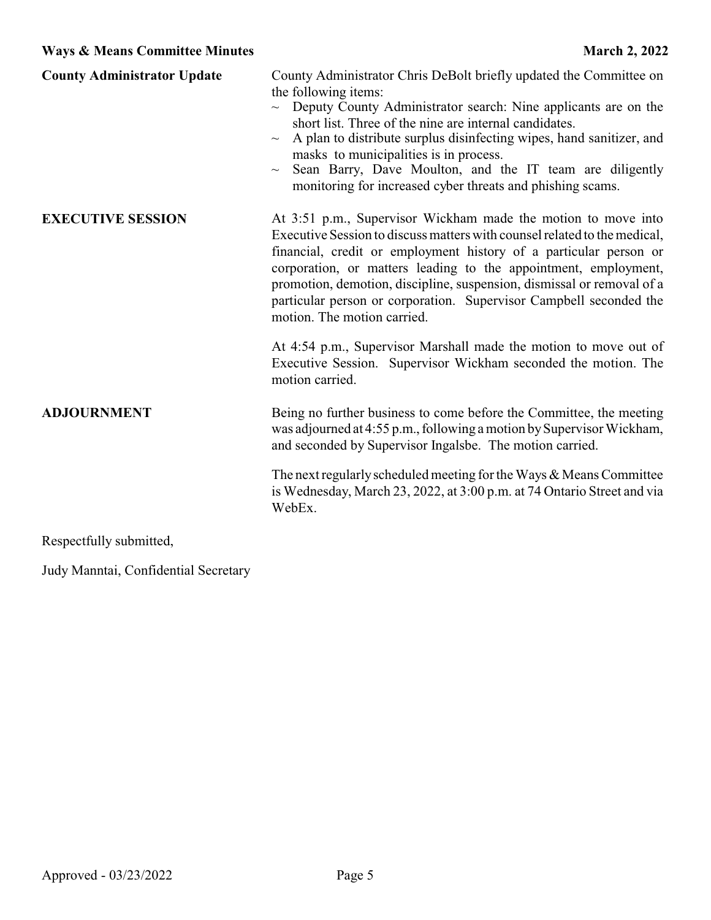**County Administrator Update**

County Administrator Chris DeBolt briefly updated the Committee on the following items:

- Deputy County Administrator search: Nine applicants are on the short list. Three of the nine are internal candidates.
- A plan to distribute surplus disinfecting wipes, hand sanitizer, and masks to municipalities is in process.
- Sean Barry, Dave Moulton, and the IT team are diligently monitoring for increased cyber threats and phishing scams.

**EXECUTIVE SESSION**

At 3:51 p.m., Supervisor Wickham made the motion to move into Executive Session to discuss matters with counsel related to the medical, financial, credit or employment history of a particular person or corporation, or matters leading to the appointment, employment, promotion, demotion, discipline, suspension, dismissal or removal of a particular person or corporation. Supervisor Campbell seconded the motion. The motion carried.

At 4:54 p.m., Supervisor Marshall made the motion to move out of Executive Session. Supervisor Wickham seconded the motion. The motion carried.

**ADJOURNMENT**

Being no further business to come before the Committee, the meeting was adjourned at 4:55 p.m., following a motion by Supervisor Wickham, and seconded by Supervisor Ingalsbe. The motion carried.

The next regularly scheduled meeting for the Ways & Means Committee is Wednesday, March 23, 2022, at 3:00 p.m. at 74 Ontario Street and via WebEx.

Respectfully submitted,

Judy Manntai, Confidential Secretary

Approved - 03/23/2022